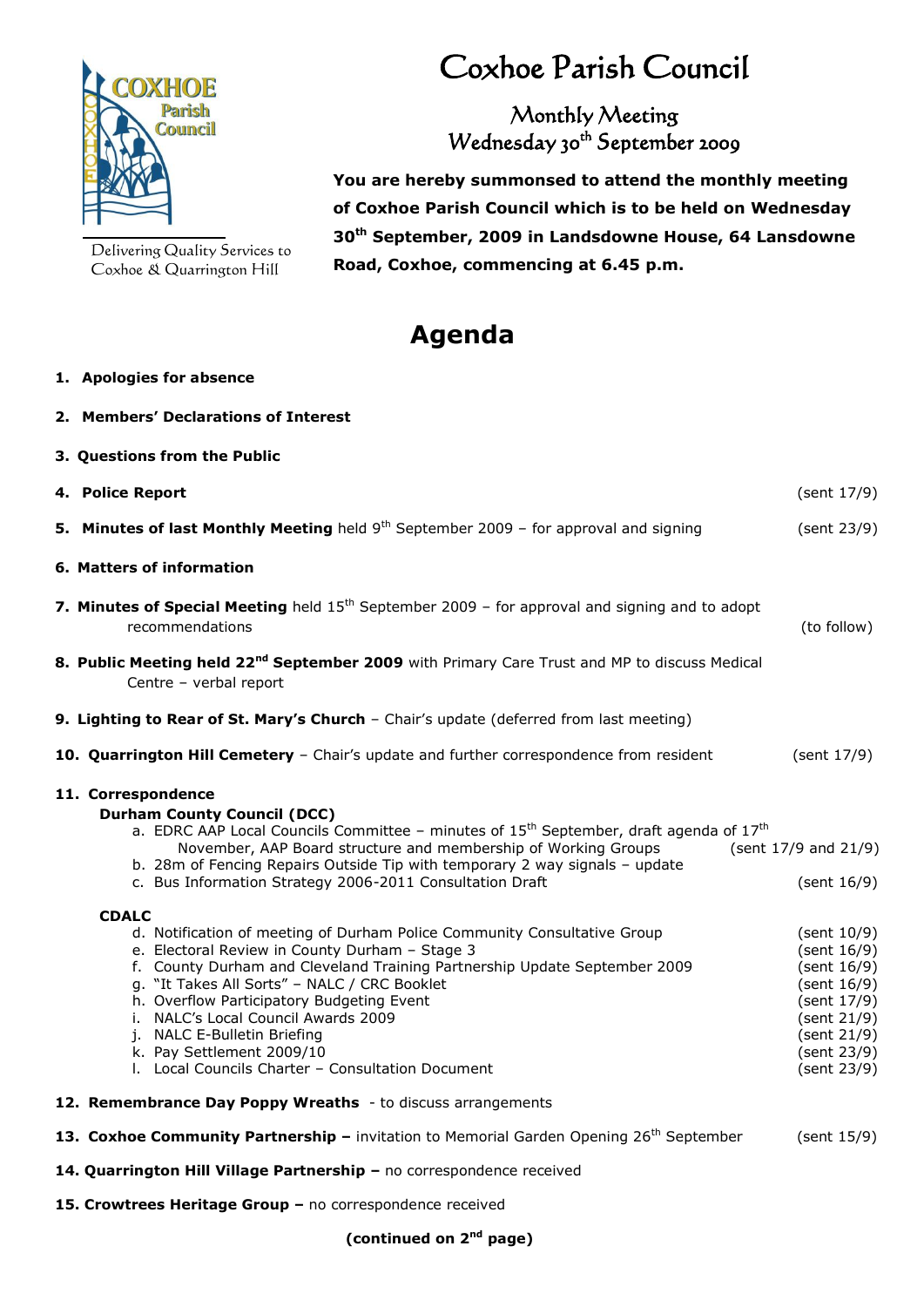# Coxhoe Parish Council

COXHOE Parish Council

Delivering Quality Services to Coxhoe & Quarrington Hill

## Monthly Meeting
## Wednesday 30th September 2009

**You are hereby summonsed to attend the monthly meeting of Coxhoe Parish Council which is to be held on Wednesday 30th September, 2009 in Landsdowne House, 64 Lansdowne Road, Coxhoe, commencing at 6.45 p.m.**

# Agenda

1. **Apologies for absence**

2. **Members' Declarations of Interest**

3. **Questions from the Public**

4. **Police Report** (sent 17/9)

5. **Minutes of last Monthly Meeting** held 9th September 2009 – for approval and signing (sent 23/9)

6. **Matters of information**

7. **Minutes of Special Meeting** held 15th September 2009 – for approval and signing and to adopt recommendations (to follow)

8. **Public Meeting held 22nd September 2009** with Primary Care Trust and MP to discuss Medical Centre – verbal report

9. **Lighting to Rear of St. Mary's Church** – Chair's update (deferred from last meeting)

10. **Quarrington Hill Cemetery** – Chair's update and further correspondence from resident (sent 17/9)

11. **Correspondence**

    **Durham County Council (DCC)**

    a. EDRC AAP Local Councils Committee – minutes of 15th September, draft agenda of 17th November, AAP Board structure and membership of Working Groups (sent 17/9 and 21/9)
    b. 28m of Fencing Repairs Outside Tip with temporary 2 way signals – update
    c. Bus Information Strategy 2006-2011 Consultation Draft (sent 16/9)

    **CDALC**

    d. Notification of meeting of Durham Police Community Consultative Group (sent 10/9)
    e. Electoral Review in County Durham – Stage 3 (sent 16/9)
    f. County Durham and Cleveland Training Partnership Update September 2009 (sent 16/9)
    g. "It Takes All Sorts" – NALC / CRC Booklet (sent 16/9)
    h. Overflow Participatory Budgeting Event (sent 17/9)
    i. NALC's Local Council Awards 2009 (sent 21/9)
    j. NALC E-Bulletin Briefing (sent 21/9)
    k. Pay Settlement 2009/10 (sent 23/9)
    l. Local Councils Charter – Consultation Document (sent 23/9)

12. **Remembrance Day Poppy Wreaths** - to discuss arrangements

13. **Coxhoe Community Partnership –** invitation to Memorial Garden Opening 26th September (sent 15/9)

14. **Quarrington Hill Village Partnership –** no correspondence received

15. **Crowtrees Heritage Group –** no correspondence received

**(continued on 2nd page)**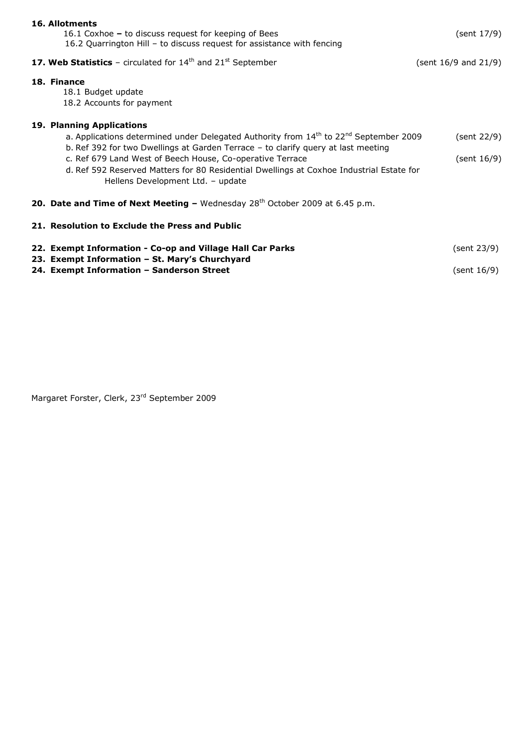**16. Allotments**

16.1 Coxhoe **–** to discuss request for keeping of Bees (sent 17/9)

16.2 Quarrington Hill – to discuss request for assistance with fencing

**17. Web Statistics** – circulated for 14th and 21st September (sent 16/9 and 21/9)

**18. Finance**

18.1 Budget update

18.2 Accounts for payment

**19. Planning Applications**

a. Applications determined under Delegated Authority from 14th to 22nd September 2009 (sent 22/9)

b. Ref 392 for two Dwellings at Garden Terrace – to clarify query at last meeting

c. Ref 679 Land West of Beech House, Co-operative Terrace (sent 16/9)

d. Ref 592 Reserved Matters for 80 Residential Dwellings at Coxhoe Industrial Estate for Hellens Development Ltd. – update

**20. Date and Time of Next Meeting –** Wednesday 28th October 2009 at 6.45 p.m.

**21. Resolution to Exclude the Press and Public**

**22. Exempt Information - Co-op and Village Hall Car Parks** (sent 23/9)

**23. Exempt Information – St. Mary's Churchyard**

**24. Exempt Information – Sanderson Street** (sent 16/9)

Margaret Forster, Clerk, 23rd September 2009